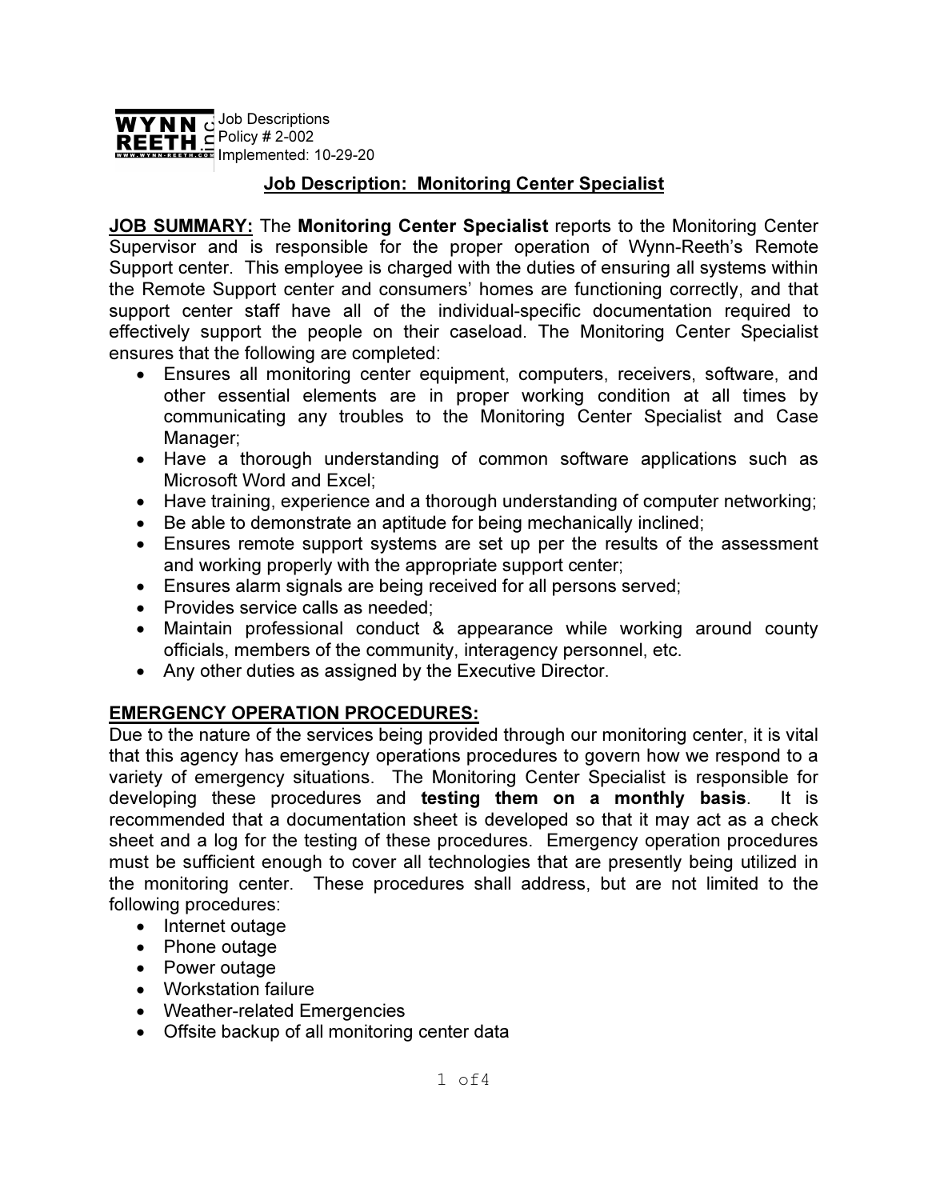Job Descriptions
Policy # 2-002
Implemented: 10-29-20

## Job Description: Monitoring Center Specialist

**JOB SUMMARY:** The **Monitoring Center Specialist** reports to the Monitoring Center Supervisor and is responsible for the proper operation of Wynn-Reeth's Remote Support center. This employee is charged with the duties of ensuring all systems within the Remote Support center and consumers' homes are functioning correctly, and that support center staff have all of the individual-specific documentation required to effectively support the people on their caseload. The Monitoring Center Specialist ensures that the following are completed:

- Ensures all monitoring center equipment, computers, receivers, software, and other essential elements are in proper working condition at all times by communicating any troubles to the Monitoring Center Specialist and Case Manager;
- Have a thorough understanding of common software applications such as Microsoft Word and Excel;
- Have training, experience and a thorough understanding of computer networking;
- Be able to demonstrate an aptitude for being mechanically inclined;
- Ensures remote support systems are set up per the results of the assessment and working properly with the appropriate support center;
- Ensures alarm signals are being received for all persons served;
- Provides service calls as needed;
- Maintain professional conduct & appearance while working around county officials, members of the community, interagency personnel, etc.
- Any other duties as assigned by the Executive Director.

**EMERGENCY OPERATION PROCEDURES:**

Due to the nature of the services being provided through our monitoring center, it is vital that this agency has emergency operations procedures to govern how we respond to a variety of emergency situations. The Monitoring Center Specialist is responsible for developing these procedures and **testing them on a monthly basis**. It is recommended that a documentation sheet is developed so that it may act as a check sheet and a log for the testing of these procedures. Emergency operation procedures must be sufficient enough to cover all technologies that are presently being utilized in the monitoring center. These procedures shall address, but are not limited to the following procedures:

- Internet outage
- Phone outage
- Power outage
- Workstation failure
- Weather-related Emergencies
- Offsite backup of all monitoring center data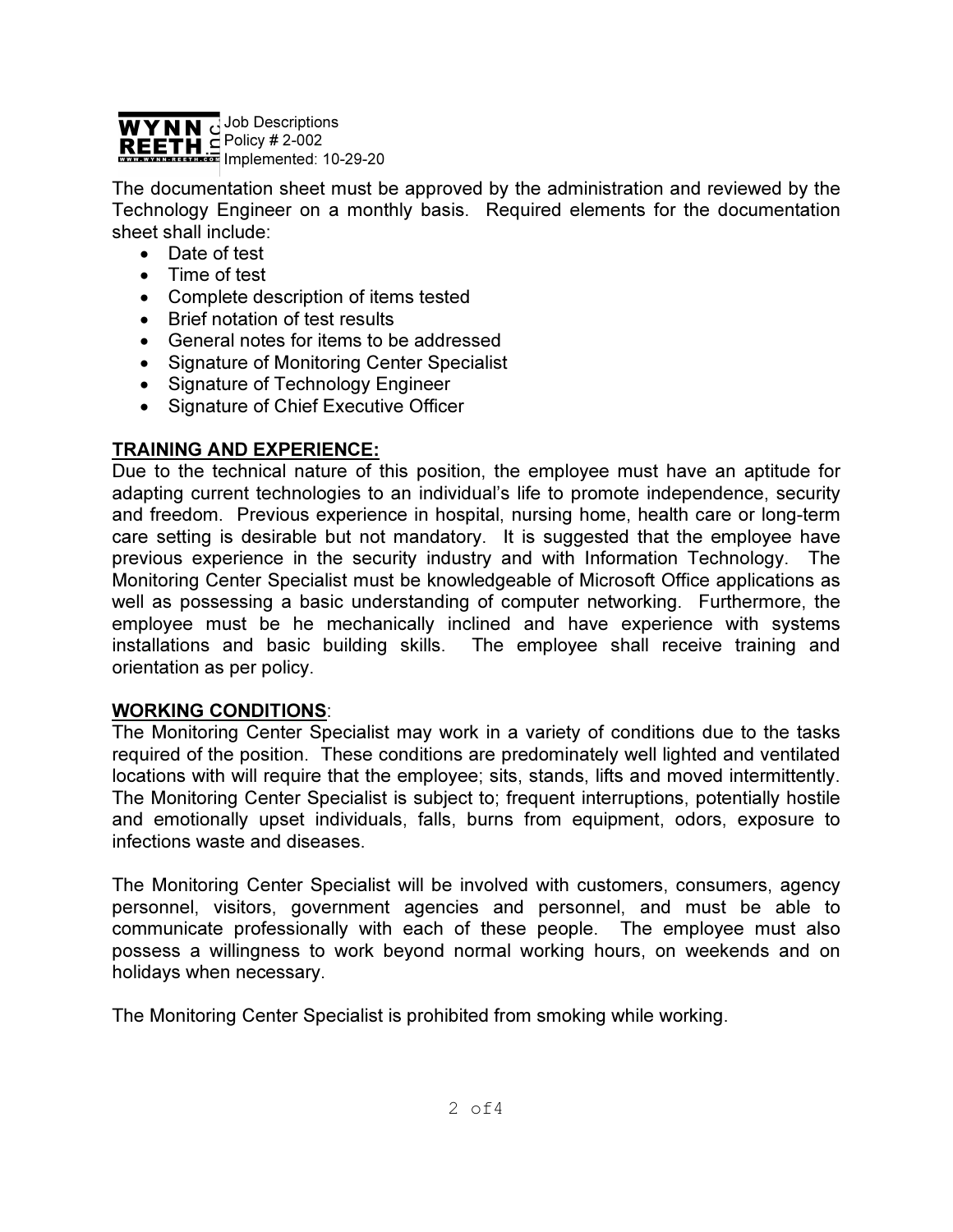The documentation sheet must be approved by the administration and reviewed by the Technology Engineer on a monthly basis. Required elements for the documentation sheet shall include:

- Date of test
- Time of test
- Complete description of items tested
- Brief notation of test results
- General notes for items to be addressed
- Signature of Monitoring Center Specialist
- Signature of Technology Engineer
- Signature of Chief Executive Officer

**TRAINING AND EXPERIENCE:**

Due to the technical nature of this position, the employee must have an aptitude for adapting current technologies to an individual's life to promote independence, security and freedom. Previous experience in hospital, nursing home, health care or long-term care setting is desirable but not mandatory. It is suggested that the employee have previous experience in the security industry and with Information Technology. The Monitoring Center Specialist must be knowledgeable of Microsoft Office applications as well as possessing a basic understanding of computer networking. Furthermore, the employee must be he mechanically inclined and have experience with systems installations and basic building skills. The employee shall receive training and orientation as per policy.

**WORKING CONDITIONS**:

The Monitoring Center Specialist may work in a variety of conditions due to the tasks required of the position. These conditions are predominately well lighted and ventilated locations with will require that the employee; sits, stands, lifts and moved intermittently. The Monitoring Center Specialist is subject to; frequent interruptions, potentially hostile and emotionally upset individuals, falls, burns from equipment, odors, exposure to infections waste and diseases.

The Monitoring Center Specialist will be involved with customers, consumers, agency personnel, visitors, government agencies and personnel, and must be able to communicate professionally with each of these people. The employee must also possess a willingness to work beyond normal working hours, on weekends and on holidays when necessary.

The Monitoring Center Specialist is prohibited from smoking while working.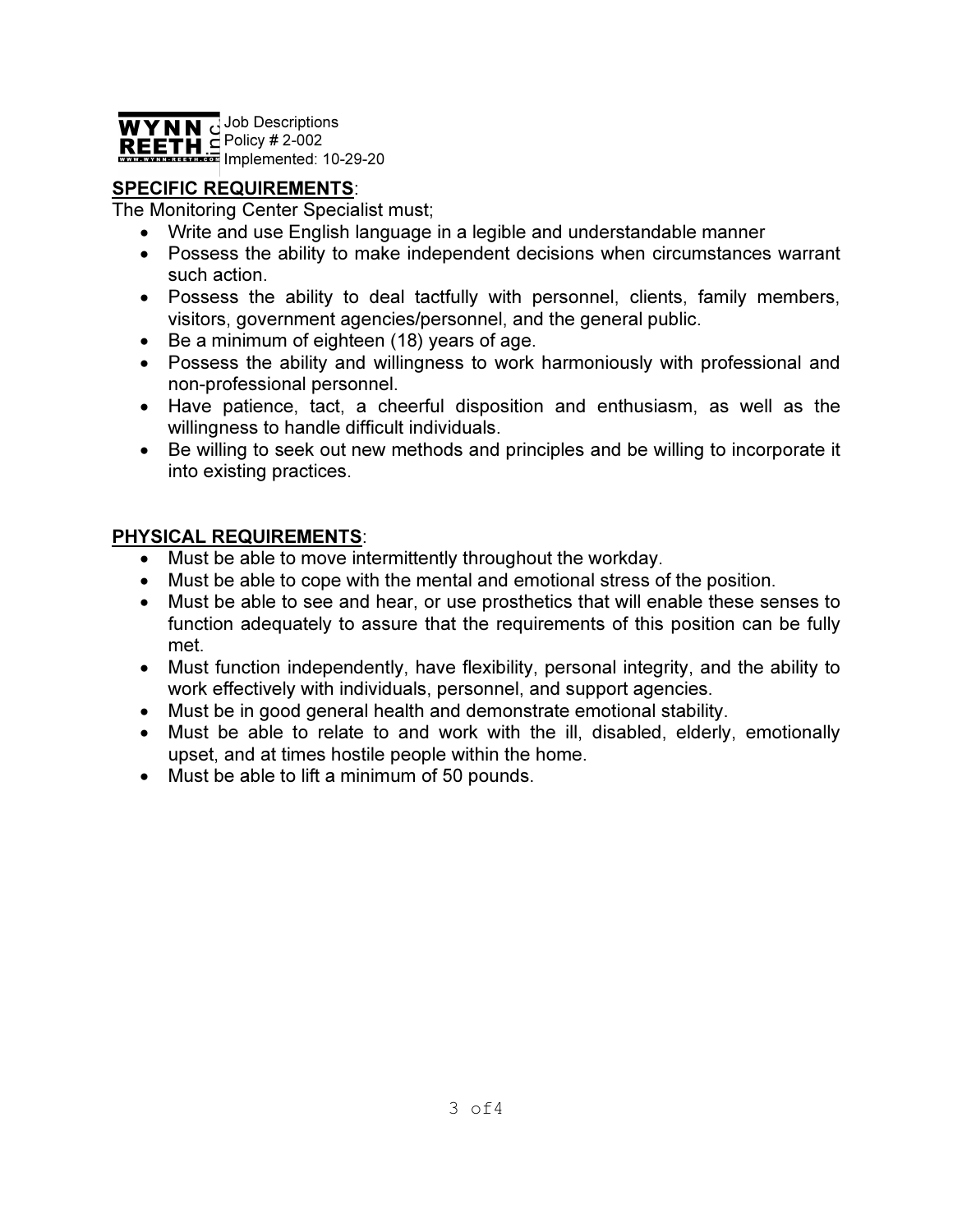## SPECIFIC REQUIREMENTS:

The Monitoring Center Specialist must;

- Write and use English language in a legible and understandable manner
- Possess the ability to make independent decisions when circumstances warrant such action.
- Possess the ability to deal tactfully with personnel, clients, family members, visitors, government agencies/personnel, and the general public.
- Be a minimum of eighteen (18) years of age.
- Possess the ability and willingness to work harmoniously with professional and non-professional personnel.
- Have patience, tact, a cheerful disposition and enthusiasm, as well as the willingness to handle difficult individuals.
- Be willing to seek out new methods and principles and be willing to incorporate it into existing practices.

## PHYSICAL REQUIREMENTS:

- Must be able to move intermittently throughout the workday.
- Must be able to cope with the mental and emotional stress of the position.
- Must be able to see and hear, or use prosthetics that will enable these senses to function adequately to assure that the requirements of this position can be fully met.
- Must function independently, have flexibility, personal integrity, and the ability to work effectively with individuals, personnel, and support agencies.
- Must be in good general health and demonstrate emotional stability.
- Must be able to relate to and work with the ill, disabled, elderly, emotionally upset, and at times hostile people within the home.
- Must be able to lift a minimum of 50 pounds.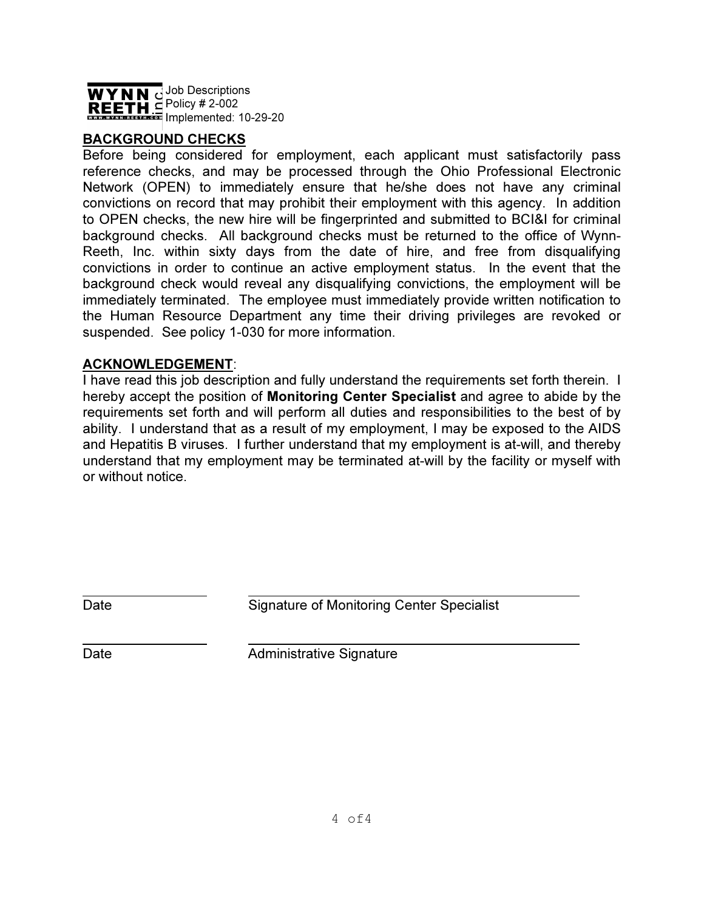## BACKGROUND CHECKS

Before being considered for employment, each applicant must satisfactorily pass reference checks, and may be processed through the Ohio Professional Electronic Network (OPEN) to immediately ensure that he/she does not have any criminal convictions on record that may prohibit their employment with this agency. In addition to OPEN checks, the new hire will be fingerprinted and submitted to BCI&I for criminal background checks. All background checks must be returned to the office of Wynn-Reeth, Inc. within sixty days from the date of hire, and free from disqualifying convictions in order to continue an active employment status. In the event that the background check would reveal any disqualifying convictions, the employment will be immediately terminated. The employee must immediately provide written notification to the Human Resource Department any time their driving privileges are revoked or suspended. See policy 1-030 for more information.

## ACKNOWLEDGEMENT:

I have read this job description and fully understand the requirements set forth therein. I hereby accept the position of **Monitoring Center Specialist** and agree to abide by the requirements set forth and will perform all duties and responsibilities to the best of by ability. I understand that as a result of my employment, I may be exposed to the AIDS and Hepatitis B viruses. I further understand that my employment is at-will, and thereby understand that my employment may be terminated at-will by the facility or myself with or without notice.

\_\_\_\_\_\_\_\_\_\_\_\_\_\_\_\_ \_\_\_\_\_\_\_\_\_\_\_\_\_\_\_\_\_\_\_\_\_\_\_\_\_\_\_\_\_\_\_\_\_\_\_\_\_\_\_\_

Date Signature of Monitoring Center Specialist

\_\_\_\_\_\_\_\_\_\_\_\_\_\_\_\_ \_\_\_\_\_\_\_\_\_\_\_\_\_\_\_\_\_\_\_\_\_\_\_\_\_\_\_\_\_\_\_\_\_\_\_\_\_\_\_\_

Date Administrative Signature